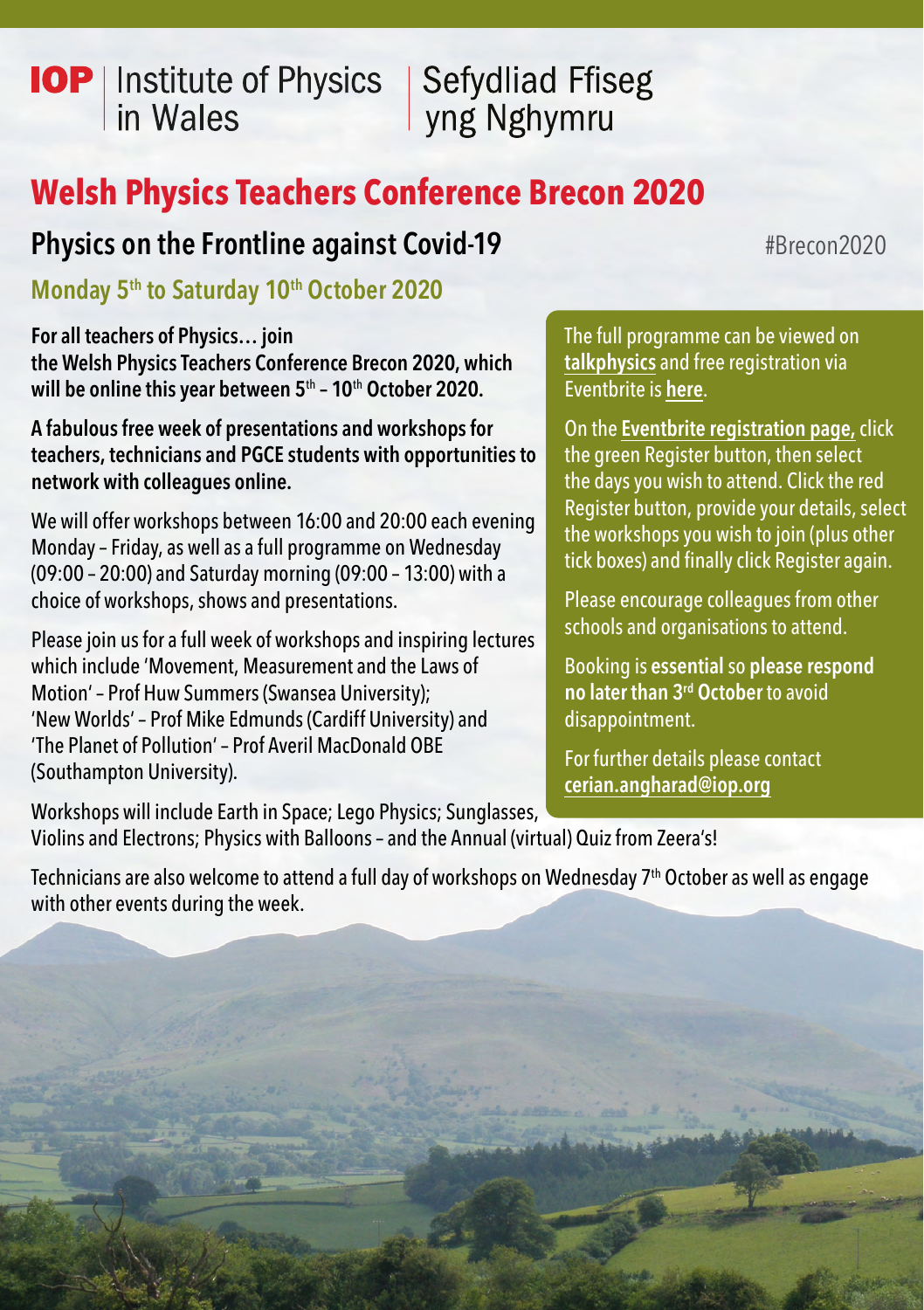**IOP** | Institute of Physics in Wales | Sefydliad Ffiseg yng Nghymru

# Welsh Physics Teachers Conference Brecon 2020

## Physics on the Frontline against Covid-19

#Brecon2020

### Monday 5th to Saturday 10th October 2020

**For all teachers of Physics… join the Welsh Physics Teachers Conference Brecon 2020, which will be online this year between 5th – 10th October 2020.**

**A fabulous free week of presentations and workshops for teachers, technicians and PGCE students with opportunities to network with colleagues online.**

We will offer workshops between 16:00 and 20:00 each evening Monday – Friday, as well as a full programme on Wednesday (09:00 – 20:00) and Saturday morning (09:00 – 13:00) with a choice of workshops, shows and presentations.

Please join us for a full week of workshops and inspiring lectures which include 'Movement, Measurement and the Laws of Motion' – Prof Huw Summers (Swansea University); 'New Worlds' – Prof Mike Edmunds (Cardiff University) and 'The Planet of Pollution' – Prof Averil MacDonald OBE (Southampton University).

Workshops will include Earth in Space; Lego Physics; Sunglasses, Violins and Electrons; Physics with Balloons – and the Annual (virtual) Quiz from Zeera's!

Technicians are also welcome to attend a full day of workshops on Wednesday 7th October as well as engage with other events during the week.

The full programme can be viewed on **talkphysics** and free registration via Eventbrite is **here**.

On the **Eventbrite registration page,** click the green Register button, then select the days you wish to attend. Click the red Register button, provide your details, select the workshops you wish to join (plus other tick boxes) and finally click Register again.

Please encourage colleagues from other schools and organisations to attend.

Booking is **essential** so **please respond no later than 3rd October** to avoid disappointment.

For further details please contact **cerian.angharad@iop.org**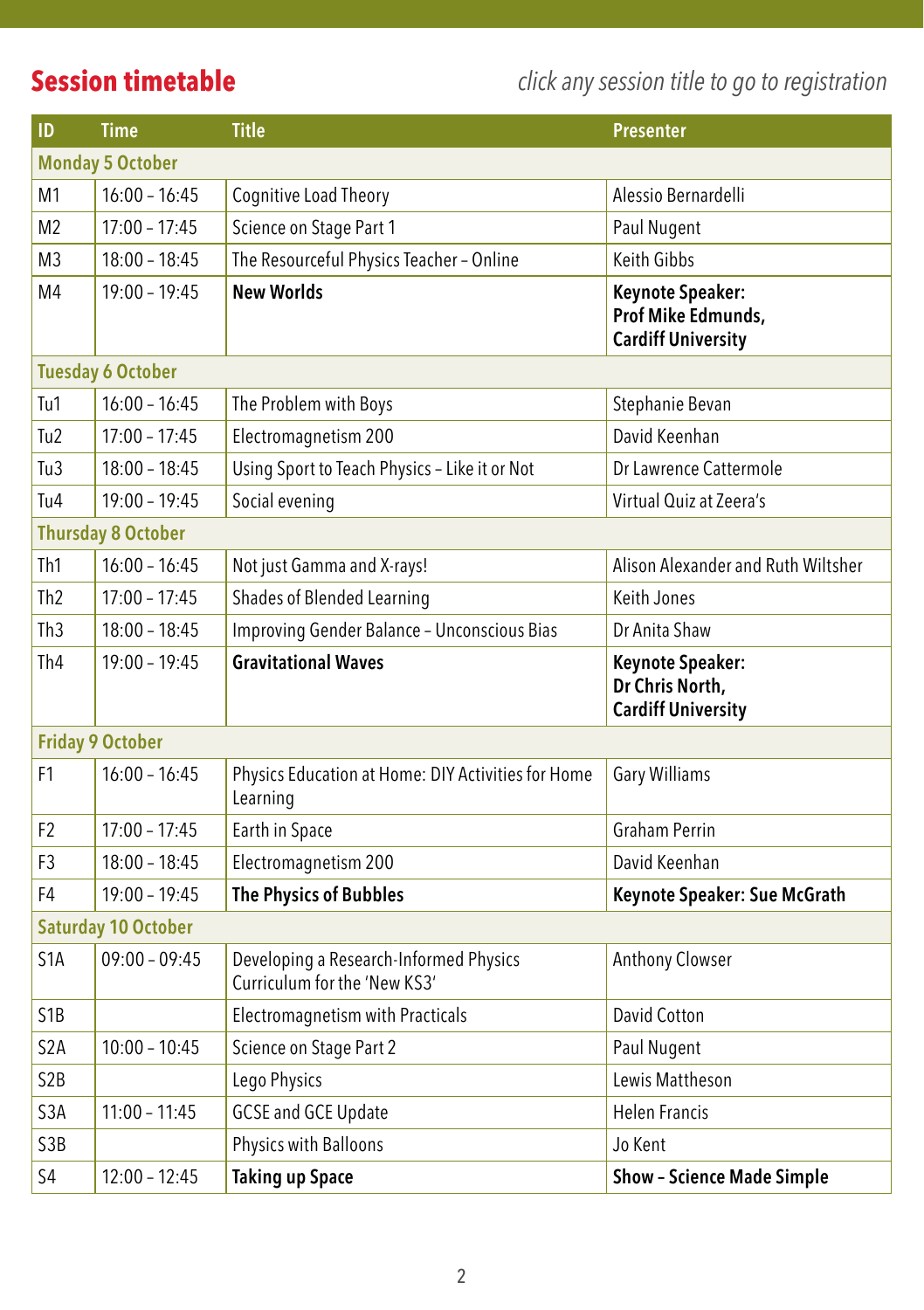## Session timetable

*click any session title to go to registration*

| ID | Time | Title | Presenter |
|---|---|---|---|
| **Monday 5 October** | | | |
| M1 | 16:00 – 16:45 | Cognitive Load Theory | Alessio Bernardelli |
| M2 | 17:00 – 17:45 | Science on Stage Part 1 | Paul Nugent |
| M3 | 18:00 – 18:45 | The Resourceful Physics Teacher – Online | Keith Gibbs |
| M4 | 19:00 – 19:45 | **New Worlds** | **Keynote Speaker: Prof Mike Edmunds, Cardiff University** |
| **Tuesday 6 October** | | | |
| Tu1 | 16:00 – 16:45 | The Problem with Boys | Stephanie Bevan |
| Tu2 | 17:00 – 17:45 | Electromagnetism 200 | David Keenhan |
| Tu3 | 18:00 – 18:45 | Using Sport to Teach Physics – Like it or Not | Dr Lawrence Cattermole |
| Tu4 | 19:00 – 19:45 | Social evening | Virtual Quiz at Zeera's |
| **Thursday 8 October** | | | |
| Th1 | 16:00 – 16:45 | Not just Gamma and X-rays! | Alison Alexander and Ruth Wiltsher |
| Th2 | 17:00 – 17:45 | Shades of Blended Learning | Keith Jones |
| Th3 | 18:00 – 18:45 | Improving Gender Balance – Unconscious Bias | Dr Anita Shaw |
| Th4 | 19:00 – 19:45 | **Gravitational Waves** | **Keynote Speaker: Dr Chris North, Cardiff University** |
| **Friday 9 October** | | | |
| F1 | 16:00 – 16:45 | Physics Education at Home: DIY Activities for Home Learning | Gary Williams |
| F2 | 17:00 – 17:45 | Earth in Space | Graham Perrin |
| F3 | 18:00 – 18:45 | Electromagnetism 200 | David Keenhan |
| F4 | 19:00 – 19:45 | **The Physics of Bubbles** | **Keynote Speaker: Sue McGrath** |
| **Saturday 10 October** | | | |
| S1A | 09:00 – 09:45 | Developing a Research-Informed Physics Curriculum for the 'New KS3' | Anthony Clowser |
| S1B | | Electromagnetism with Practicals | David Cotton |
| S2A | 10:00 – 10:45 | Science on Stage Part 2 | Paul Nugent |
| S2B | | Lego Physics | Lewis Mattheson |
| S3A | 11:00 – 11:45 | GCSE and GCE Update | Helen Francis |
| S3B | | Physics with Balloons | Jo Kent |
| S4 | 12:00 – 12:45 | **Taking up Space** | **Show – Science Made Simple** |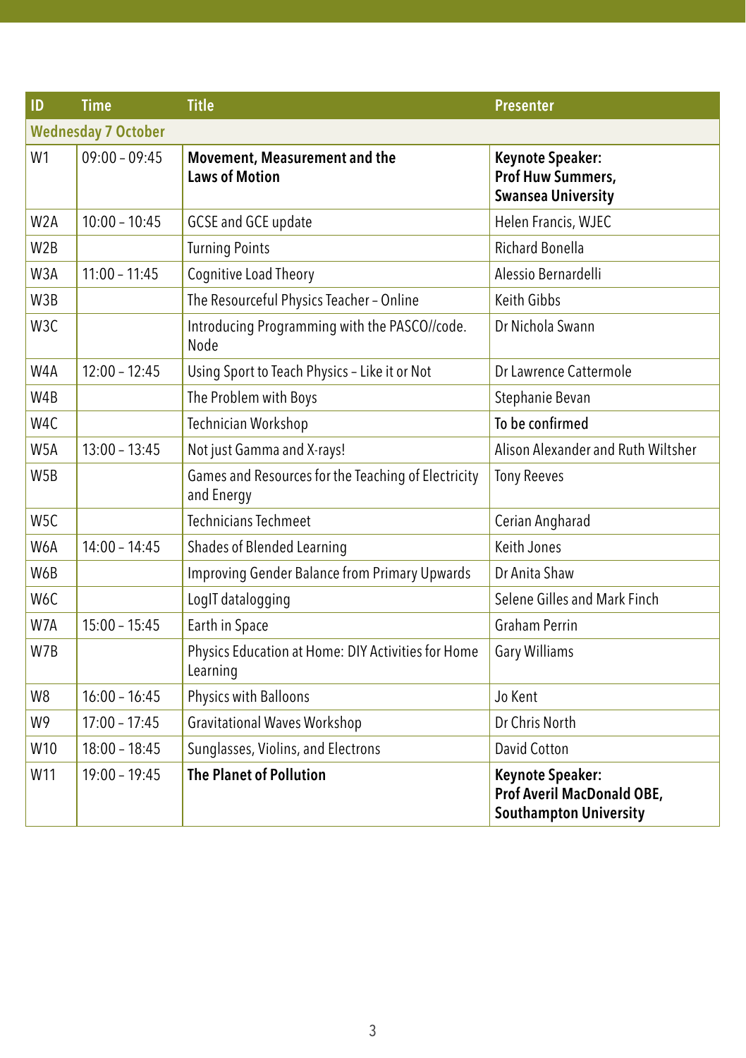| ID | Time | Title | Presenter |
|---|---|---|---|
| **Wednesday 7 October** | | | |
| W1 | 09:00 – 09:45 | **Movement, Measurement and the Laws of Motion** | **Keynote Speaker: Prof Huw Summers, Swansea University** |
| W2A | 10:00 – 10:45 | GCSE and GCE update | Helen Francis, WJEC |
| W2B | | Turning Points | Richard Bonella |
| W3A | 11:00 – 11:45 | Cognitive Load Theory | Alessio Bernardelli |
| W3B | | The Resourceful Physics Teacher – Online | Keith Gibbs |
| W3C | | Introducing Programming with the PASCO//code.Node | Dr Nichola Swann |
| W4A | 12:00 – 12:45 | Using Sport to Teach Physics – Like it or Not | Dr Lawrence Cattermole |
| W4B | | The Problem with Boys | Stephanie Bevan |
| W4C | | Technician Workshop | To be confirmed |
| W5A | 13:00 – 13:45 | Not just Gamma and X-rays! | Alison Alexander and Ruth Wiltsher |
| W5B | | Games and Resources for the Teaching of Electricity and Energy | Tony Reeves |
| W5C | | Technicians Techmeet | Cerian Angharad |
| W6A | 14:00 – 14:45 | Shades of Blended Learning | Keith Jones |
| W6B | | Improving Gender Balance from Primary Upwards | Dr Anita Shaw |
| W6C | | LogIT datalogging | Selene Gilles and Mark Finch |
| W7A | 15:00 – 15:45 | Earth in Space | Graham Perrin |
| W7B | | Physics Education at Home: DIY Activities for Home Learning | Gary Williams |
| W8 | 16:00 – 16:45 | Physics with Balloons | Jo Kent |
| W9 | 17:00 – 17:45 | Gravitational Waves Workshop | Dr Chris North |
| W10 | 18:00 – 18:45 | Sunglasses, Violins, and Electrons | David Cotton |
| W11 | 19:00 – 19:45 | **The Planet of Pollution** | **Keynote Speaker: Prof Averil MacDonald OBE, Southampton University** |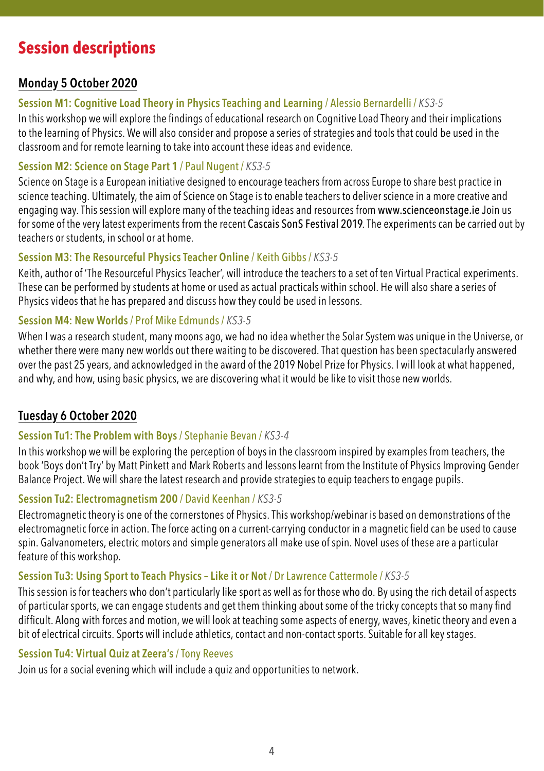# Session descriptions

## Monday 5 October 2020

### Session M1: Cognitive Load Theory in Physics Teaching and Learning / Alessio Bernardelli / *KS3-5*

In this workshop we will explore the findings of educational research on Cognitive Load Theory and their implications to the learning of Physics. We will also consider and propose a series of strategies and tools that could be used in the classroom and for remote learning to take into account these ideas and evidence.

### Session M2: Science on Stage Part 1 / Paul Nugent / *KS3-5*

Science on Stage is a European initiative designed to encourage teachers from across Europe to share best practice in science teaching. Ultimately, the aim of Science on Stage is to enable teachers to deliver science in a more creative and engaging way. This session will explore many of the teaching ideas and resources from www.scienceonstage.ie Join us for some of the very latest experiments from the recent Cascais SonS Festival 2019. The experiments can be carried out by teachers or students, in school or at home.

### Session M3: The Resourceful Physics Teacher Online / Keith Gibbs / *KS3-5*

Keith, author of 'The Resourceful Physics Teacher', will introduce the teachers to a set of ten Virtual Practical experiments. These can be performed by students at home or used as actual practicals within school. He will also share a series of Physics videos that he has prepared and discuss how they could be used in lessons.

### Session M4: New Worlds / Prof Mike Edmunds / *KS3-5*

When I was a research student, many moons ago, we had no idea whether the Solar System was unique in the Universe, or whether there were many new worlds out there waiting to be discovered. That question has been spectacularly answered over the past 25 years, and acknowledged in the award of the 2019 Nobel Prize for Physics. I will look at what happened, and why, and how, using basic physics, we are discovering what it would be like to visit those new worlds.

## Tuesday 6 October 2020

### Session Tu1: The Problem with Boys / Stephanie Bevan / *KS3-4*

In this workshop we will be exploring the perception of boys in the classroom inspired by examples from teachers, the book 'Boys don't Try' by Matt Pinkett and Mark Roberts and lessons learnt from the Institute of Physics Improving Gender Balance Project. We will share the latest research and provide strategies to equip teachers to engage pupils.

### Session Tu2: Electromagnetism 200 / David Keenhan / *KS3-5*

Electromagnetic theory is one of the cornerstones of Physics. This workshop/webinar is based on demonstrations of the electromagnetic force in action. The force acting on a current-carrying conductor in a magnetic field can be used to cause spin. Galvanometers, electric motors and simple generators all make use of spin. Novel uses of these are a particular feature of this workshop.

### Session Tu3: Using Sport to Teach Physics – Like it or Not / Dr Lawrence Cattermole / *KS3-5*

This session is for teachers who don't particularly like sport as well as for those who do. By using the rich detail of aspects of particular sports, we can engage students and get them thinking about some of the tricky concepts that so many find difficult. Along with forces and motion, we will look at teaching some aspects of energy, waves, kinetic theory and even a bit of electrical circuits. Sports will include athletics, contact and non-contact sports. Suitable for all key stages.

### Session Tu4: Virtual Quiz at Zeera's / Tony Reeves

Join us for a social evening which will include a quiz and opportunities to network.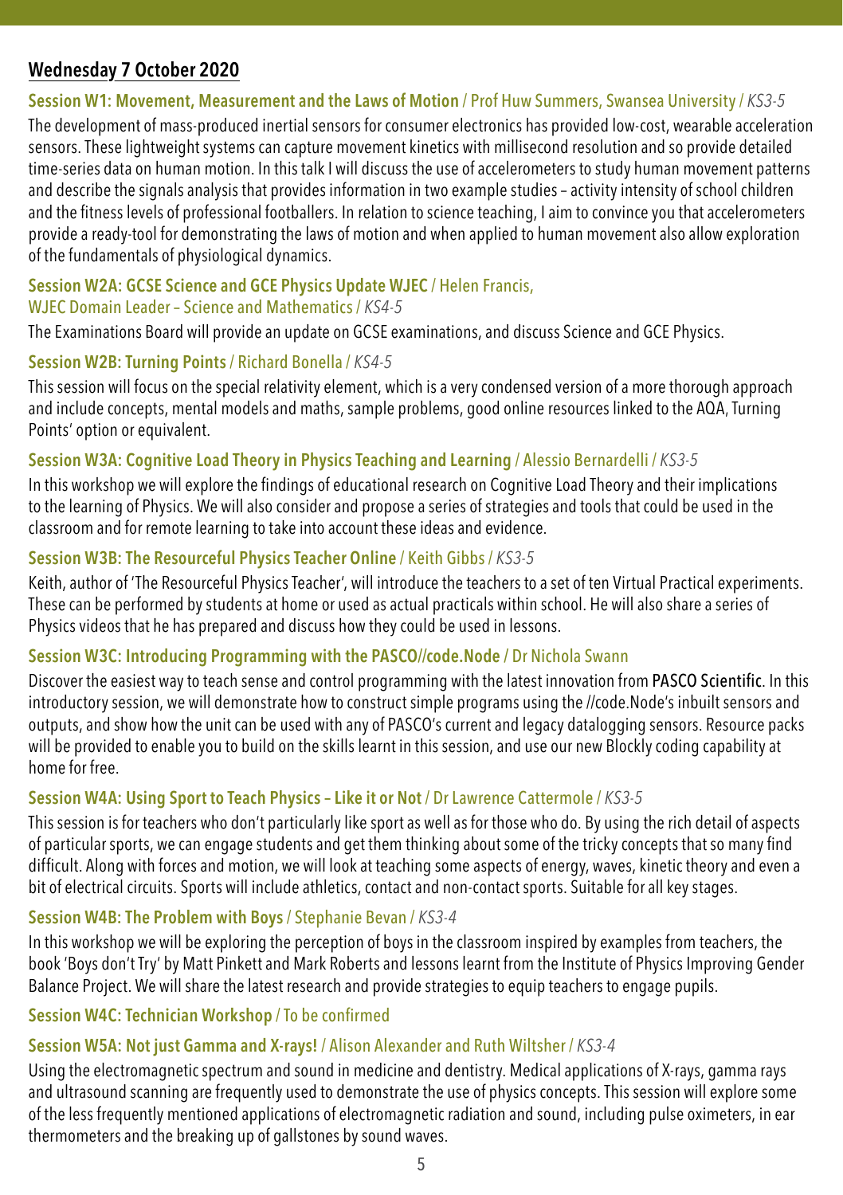## Wednesday 7 October 2020

### Session W1: Movement, Measurement and the Laws of Motion / Prof Huw Summers, Swansea University / *KS3-5*

The development of mass-produced inertial sensors for consumer electronics has provided low-cost, wearable acceleration sensors. These lightweight systems can capture movement kinetics with millisecond resolution and so provide detailed time-series data on human motion. In this talk I will discuss the use of accelerometers to study human movement patterns and describe the signals analysis that provides information in two example studies – activity intensity of school children and the fitness levels of professional footballers. In relation to science teaching, I aim to convince you that accelerometers provide a ready-tool for demonstrating the laws of motion and when applied to human movement also allow exploration of the fundamentals of physiological dynamics.

### Session W2A: GCSE Science and GCE Physics Update WJEC / Helen Francis, WJEC Domain Leader – Science and Mathematics / *KS4-5*

The Examinations Board will provide an update on GCSE examinations, and discuss Science and GCE Physics.

### Session W2B: Turning Points / Richard Bonella / *KS4-5*

This session will focus on the special relativity element, which is a very condensed version of a more thorough approach and include concepts, mental models and maths, sample problems, good online resources linked to the AQA, Turning Points' option or equivalent.

### Session W3A: Cognitive Load Theory in Physics Teaching and Learning / Alessio Bernardelli / *KS3-5*

In this workshop we will explore the findings of educational research on Cognitive Load Theory and their implications to the learning of Physics. We will also consider and propose a series of strategies and tools that could be used in the classroom and for remote learning to take into account these ideas and evidence.

### Session W3B: The Resourceful Physics Teacher Online / Keith Gibbs / *KS3-5*

Keith, author of 'The Resourceful Physics Teacher', will introduce the teachers to a set of ten Virtual Practical experiments. These can be performed by students at home or used as actual practicals within school. He will also share a series of Physics videos that he has prepared and discuss how they could be used in lessons.

### Session W3C: Introducing Programming with the PASCO//code.Node / Dr Nichola Swann

Discover the easiest way to teach sense and control programming with the latest innovation from PASCO Scientific. In this introductory session, we will demonstrate how to construct simple programs using the //code.Node's inbuilt sensors and outputs, and show how the unit can be used with any of PASCO's current and legacy datalogging sensors. Resource packs will be provided to enable you to build on the skills learnt in this session, and use our new Blockly coding capability at home for free.

### Session W4A: Using Sport to Teach Physics – Like it or Not / Dr Lawrence Cattermole / *KS3-5*

This session is for teachers who don't particularly like sport as well as for those who do. By using the rich detail of aspects of particular sports, we can engage students and get them thinking about some of the tricky concepts that so many find difficult. Along with forces and motion, we will look at teaching some aspects of energy, waves, kinetic theory and even a bit of electrical circuits. Sports will include athletics, contact and non-contact sports. Suitable for all key stages.

### Session W4B: The Problem with Boys / Stephanie Bevan / *KS3-4*

In this workshop we will be exploring the perception of boys in the classroom inspired by examples from teachers, the book 'Boys don't Try' by Matt Pinkett and Mark Roberts and lessons learnt from the Institute of Physics Improving Gender Balance Project. We will share the latest research and provide strategies to equip teachers to engage pupils.

### Session W4C: Technician Workshop / To be confirmed

### Session W5A: Not just Gamma and X-rays! / Alison Alexander and Ruth Wiltsher / *KS3-4*

Using the electromagnetic spectrum and sound in medicine and dentistry. Medical applications of X-rays, gamma rays and ultrasound scanning are frequently used to demonstrate the use of physics concepts. This session will explore some of the less frequently mentioned applications of electromagnetic radiation and sound, including pulse oximeters, in ear thermometers and the breaking up of gallstones by sound waves.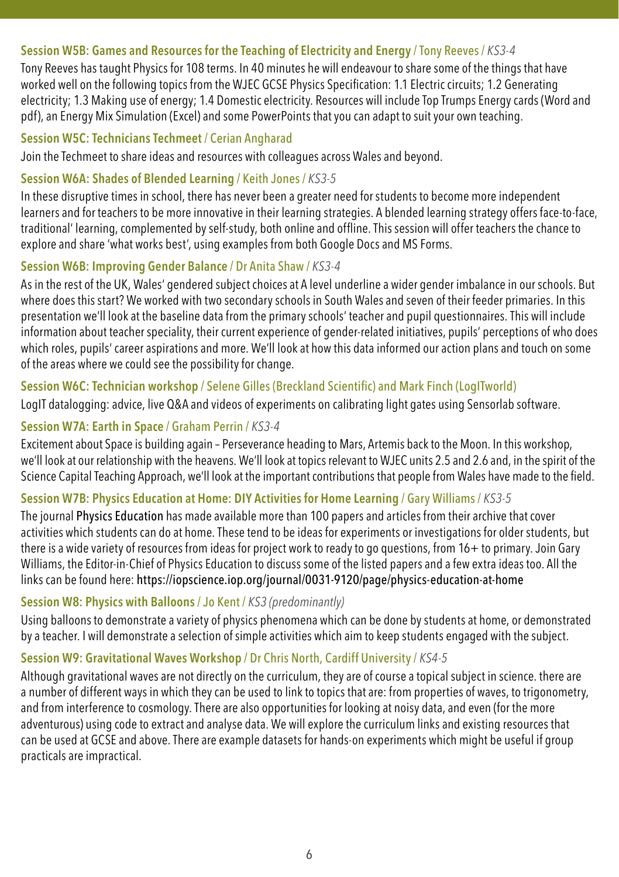### Session W5B: Games and Resources for the Teaching of Electricity and Energy / Tony Reeves / *KS3-4*

Tony Reeves has taught Physics for 108 terms. In 40 minutes he will endeavour to share some of the things that have worked well on the following topics from the WJEC GCSE Physics Specification: 1.1 Electric circuits; 1.2 Generating electricity; 1.3 Making use of energy; 1.4 Domestic electricity. Resources will include Top Trumps Energy cards (Word and pdf), an Energy Mix Simulation (Excel) and some PowerPoints that you can adapt to suit your own teaching.

### Session W5C: Technicians Techmeet / Cerian Angharad

Join the Techmeet to share ideas and resources with colleagues across Wales and beyond.

### Session W6A: Shades of Blended Learning / Keith Jones / *KS3-5*

In these disruptive times in school, there has never been a greater need for students to become more independent learners and for teachers to be more innovative in their learning strategies. A blended learning strategy offers face-to-face, traditional' learning, complemented by self-study, both online and offline. This session will offer teachers the chance to explore and share 'what works best', using examples from both Google Docs and MS Forms.

### Session W6B: Improving Gender Balance / Dr Anita Shaw / *KS3-4*

As in the rest of the UK, Wales' gendered subject choices at A level underline a wider gender imbalance in our schools. But where does this start? We worked with two secondary schools in South Wales and seven of their feeder primaries. In this presentation we'll look at the baseline data from the primary schools' teacher and pupil questionnaires. This will include information about teacher speciality, their current experience of gender-related initiatives, pupils' perceptions of who does which roles, pupils' career aspirations and more. We'll look at how this data informed our action plans and touch on some of the areas where we could see the possibility for change.

### Session W6C: Technician workshop / Selene Gilles (Breckland Scientific) and Mark Finch (LogITworld)

LogIT datalogging: advice, live Q&A and videos of experiments on calibrating light gates using Sensorlab software.

### Session W7A: Earth in Space / Graham Perrin / *KS3-4*

Excitement about Space is building again – Perseverance heading to Mars, Artemis back to the Moon. In this workshop, we'll look at our relationship with the heavens. We'll look at topics relevant to WJEC units 2.5 and 2.6 and, in the spirit of the Science Capital Teaching Approach, we'll look at the important contributions that people from Wales have made to the field.

### Session W7B: Physics Education at Home: DIY Activities for Home Learning / Gary Williams / *KS3-5*

The journal Physics Education has made available more than 100 papers and articles from their archive that cover activities which students can do at home. These tend to be ideas for experiments or investigations for older students, but there is a wide variety of resources from ideas for project work to ready to go questions, from 16+ to primary. Join Gary Williams, the Editor-in-Chief of Physics Education to discuss some of the listed papers and a few extra ideas too. All the links can be found here: https://iopscience.iop.org/journal/0031-9120/page/physics-education-at-home

### Session W8: Physics with Balloons / Jo Kent / *KS3 (predominantly)*

Using balloons to demonstrate a variety of physics phenomena which can be done by students at home, or demonstrated by a teacher. I will demonstrate a selection of simple activities which aim to keep students engaged with the subject.

### Session W9: Gravitational Waves Workshop / Dr Chris North, Cardiff University / *KS4-5*

Although gravitational waves are not directly on the curriculum, they are of course a topical subject in science. there are a number of different ways in which they can be used to link to topics that are: from properties of waves, to trigonometry, and from interference to cosmology. There are also opportunities for looking at noisy data, and even (for the more adventurous) using code to extract and analyse data. We will explore the curriculum links and existing resources that can be used at GCSE and above. There are example datasets for hands-on experiments which might be useful if group practicals are impractical.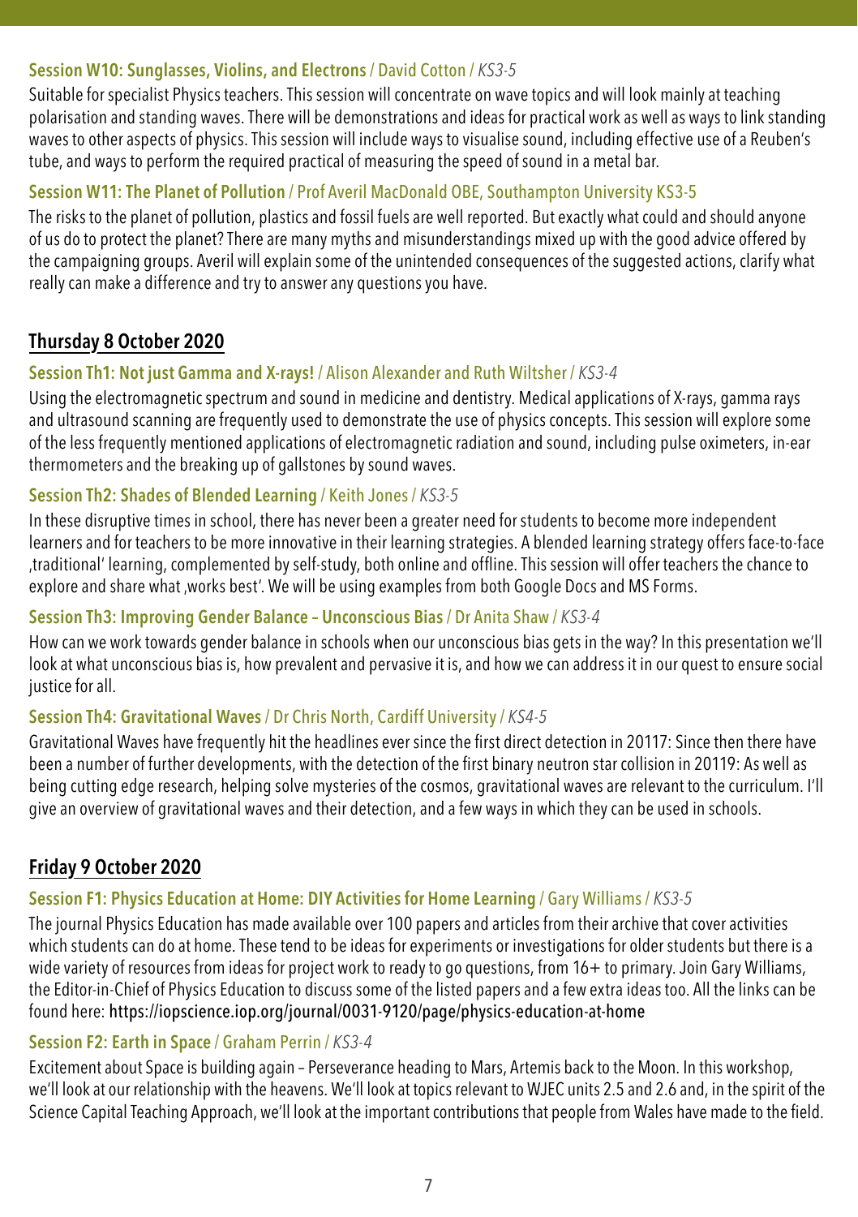### Session W10: Sunglasses, Violins, and Electrons / David Cotton / *KS3-5*

Suitable for specialist Physics teachers. This session will concentrate on wave topics and will look mainly at teaching polarisation and standing waves. There will be demonstrations and ideas for practical work as well as ways to link standing waves to other aspects of physics. This session will include ways to visualise sound, including effective use of a Reuben's tube, and ways to perform the required practical of measuring the speed of sound in a metal bar.

### Session W11: The Planet of Pollution / Prof Averil MacDonald OBE, Southampton University KS3-5

The risks to the planet of pollution, plastics and fossil fuels are well reported. But exactly what could and should anyone of us do to protect the planet? There are many myths and misunderstandings mixed up with the good advice offered by the campaigning groups. Averil will explain some of the unintended consequences of the suggested actions, clarify what really can make a difference and try to answer any questions you have.

## Thursday 8 October 2020

### Session Th1: Not just Gamma and X-rays! / Alison Alexander and Ruth Wiltsher / *KS3-4*

Using the electromagnetic spectrum and sound in medicine and dentistry. Medical applications of X-rays, gamma rays and ultrasound scanning are frequently used to demonstrate the use of physics concepts. This session will explore some of the less frequently mentioned applications of electromagnetic radiation and sound, including pulse oximeters, in-ear thermometers and the breaking up of gallstones by sound waves.

### Session Th2: Shades of Blended Learning / Keith Jones / *KS3-5*

In these disruptive times in school, there has never been a greater need for students to become more independent learners and for teachers to be more innovative in their learning strategies. A blended learning strategy offers face-to-face ‚traditional' learning, complemented by self-study, both online and offline. This session will offer teachers the chance to explore and share what ‚works best'. We will be using examples from both Google Docs and MS Forms.

### Session Th3: Improving Gender Balance – Unconscious Bias / Dr Anita Shaw / *KS3-4*

How can we work towards gender balance in schools when our unconscious bias gets in the way? In this presentation we'll look at what unconscious bias is, how prevalent and pervasive it is, and how we can address it in our quest to ensure social justice for all.

### Session Th4: Gravitational Waves / Dr Chris North, Cardiff University / *KS4-5*

Gravitational Waves have frequently hit the headlines ever since the first direct detection in 20117: Since then there have been a number of further developments, with the detection of the first binary neutron star collision in 20119: As well as being cutting edge research, helping solve mysteries of the cosmos, gravitational waves are relevant to the curriculum. I'll give an overview of gravitational waves and their detection, and a few ways in which they can be used in schools.

## Friday 9 October 2020

### Session F1: Physics Education at Home: DIY Activities for Home Learning / Gary Williams / *KS3-5*

The journal Physics Education has made available over 100 papers and articles from their archive that cover activities which students can do at home. These tend to be ideas for experiments or investigations for older students but there is a wide variety of resources from ideas for project work to ready to go questions, from 16+ to primary. Join Gary Williams, the Editor-in-Chief of Physics Education to discuss some of the listed papers and a few extra ideas too. All the links can be found here: https://iopscience.iop.org/journal/0031-9120/page/physics-education-at-home

### Session F2: Earth in Space / Graham Perrin / *KS3-4*

Excitement about Space is building again – Perseverance heading to Mars, Artemis back to the Moon. In this workshop, we'll look at our relationship with the heavens. We'll look at topics relevant to WJEC units 2.5 and 2.6 and, in the spirit of the Science Capital Teaching Approach, we'll look at the important contributions that people from Wales have made to the field.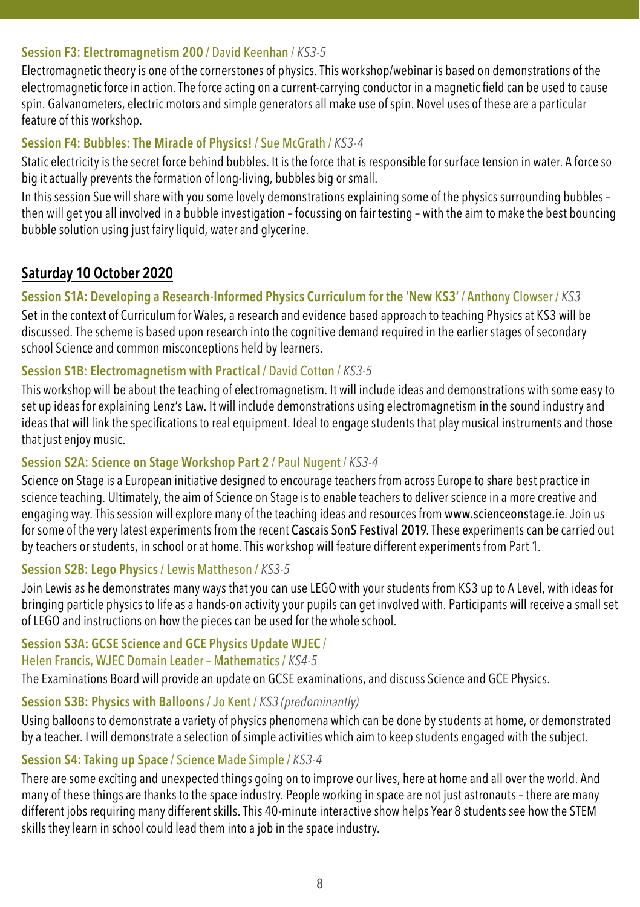### Session F3: Electromagnetism 200 / David Keenhan / *KS3-5*

Electromagnetic theory is one of the cornerstones of physics. This workshop/webinar is based on demonstrations of the electromagnetic force in action. The force acting on a current-carrying conductor in a magnetic field can be used to cause spin. Galvanometers, electric motors and simple generators all make use of spin. Novel uses of these are a particular feature of this workshop.

### Session F4: Bubbles: The Miracle of Physics! / Sue McGrath / *KS3-4*

Static electricity is the secret force behind bubbles. It is the force that is responsible for surface tension in water. A force so big it actually prevents the formation of long-living, bubbles big or small.

In this session Sue will share with you some lovely demonstrations explaining some of the physics surrounding bubbles – then will get you all involved in a bubble investigation – focussing on fair testing – with the aim to make the best bouncing bubble solution using just fairy liquid, water and glycerine.

## Saturday 10 October 2020

### Session S1A: Developing a Research-Informed Physics Curriculum for the 'New KS3' / Anthony Clowser / *KS3*

Set in the context of Curriculum for Wales, a research and evidence based approach to teaching Physics at KS3 will be discussed. The scheme is based upon research into the cognitive demand required in the earlier stages of secondary school Science and common misconceptions held by learners.

### Session S1B: Electromagnetism with Practical / David Cotton / *KS3-5*

This workshop will be about the teaching of electromagnetism. It will include ideas and demonstrations with some easy to set up ideas for explaining Lenz's Law. It will include demonstrations using electromagnetism in the sound industry and ideas that will link the specifications to real equipment. Ideal to engage students that play musical instruments and those that just enjoy music.

### Session S2A: Science on Stage Workshop Part 2 / Paul Nugent / *KS3-4*

Science on Stage is a European initiative designed to encourage teachers from across Europe to share best practice in science teaching. Ultimately, the aim of Science on Stage is to enable teachers to deliver science in a more creative and engaging way. This session will explore many of the teaching ideas and resources from www.scienceonstage.ie. Join us for some of the very latest experiments from the recent Cascais SonS Festival 2019. These experiments can be carried out by teachers or students, in school or at home. This workshop will feature different experiments from Part 1.

### Session S2B: Lego Physics / Lewis Mattheson / *KS3-5*

Join Lewis as he demonstrates many ways that you can use LEGO with your students from KS3 up to A Level, with ideas for bringing particle physics to life as a hands-on activity your pupils can get involved with. Participants will receive a small set of LEGO and instructions on how the pieces can be used for the whole school.

### Session S3A: GCSE Science and GCE Physics Update WJEC / Helen Francis, WJEC Domain Leader – Mathematics / *KS4-5*

The Examinations Board will provide an update on GCSE examinations, and discuss Science and GCE Physics.

### Session S3B: Physics with Balloons / Jo Kent / *KS3 (predominantly)*

Using balloons to demonstrate a variety of physics phenomena which can be done by students at home, or demonstrated by a teacher. I will demonstrate a selection of simple activities which aim to keep students engaged with the subject.

### Session S4: Taking up Space / Science Made Simple / *KS3-4*

There are some exciting and unexpected things going on to improve our lives, here at home and all over the world. And many of these things are thanks to the space industry. People working in space are not just astronauts – there are many different jobs requiring many different skills. This 40-minute interactive show helps Year 8 students see how the STEM skills they learn in school could lead them into a job in the space industry.